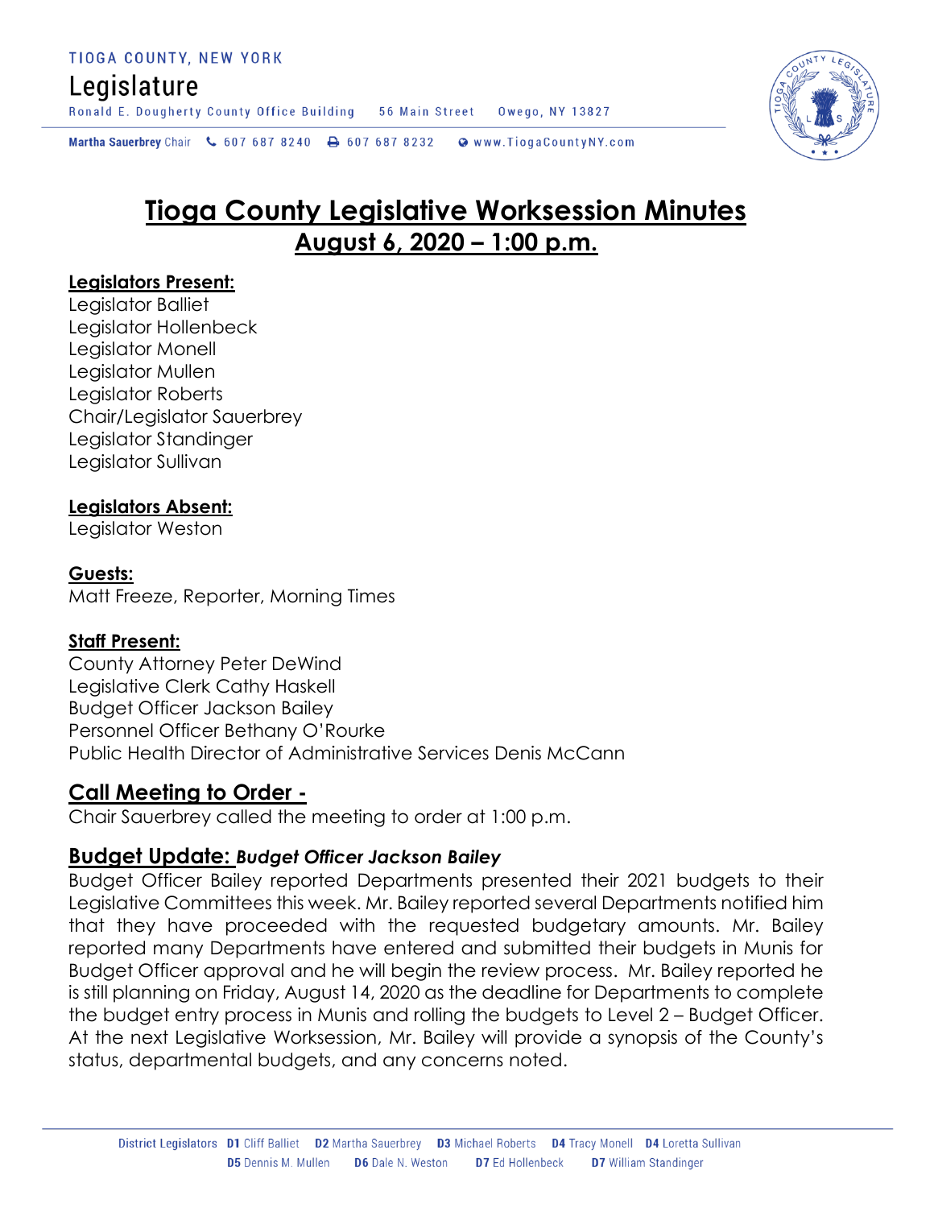TIOGA COUNTY, NEW YORK

Legislature

Ronald E. Dougherty County Office Building 56 Main Street Owego, NY 13827

**Martha Sauerbrey** Chair 607 687 8240 607 687 8232 www.TiogaCountyNY.com

# Tioga County Legislative Worksession Minutes

## August 6, 2020 – 1:00 p.m.

**Legislators Present:**

Legislator Balliet
Legislator Hollenbeck
Legislator Monell
Legislator Mullen
Legislator Roberts
Chair/Legislator Sauerbrey
Legislator Standinger
Legislator Sullivan

**Legislators Absent:**

Legislator Weston

**Guests:**

Matt Freeze, Reporter, Morning Times

**Staff Present:**

County Attorney Peter DeWind
Legislative Clerk Cathy Haskell
Budget Officer Jackson Bailey
Personnel Officer Bethany O'Rourke
Public Health Director of Administrative Services Denis McCann

## Call Meeting to Order -

Chair Sauerbrey called the meeting to order at 1:00 p.m.

## Budget Update: *Budget Officer Jackson Bailey*

Budget Officer Bailey reported Departments presented their 2021 budgets to their Legislative Committees this week. Mr. Bailey reported several Departments notified him that they have proceeded with the requested budgetary amounts. Mr. Bailey reported many Departments have entered and submitted their budgets in Munis for Budget Officer approval and he will begin the review process. Mr. Bailey reported he is still planning on Friday, August 14, 2020 as the deadline for Departments to complete the budget entry process in Munis and rolling the budgets to Level 2 – Budget Officer. At the next Legislative Worksession, Mr. Bailey will provide a synopsis of the County's status, departmental budgets, and any concerns noted.

District Legislators **D1** Cliff Balliet **D2** Martha Sauerbrey **D3** Michael Roberts **D4** Tracy Monell **D4** Loretta Sullivan
**D5** Dennis M. Mullen **D6** Dale N. Weston **D7** Ed Hollenbeck **D7** William Standinger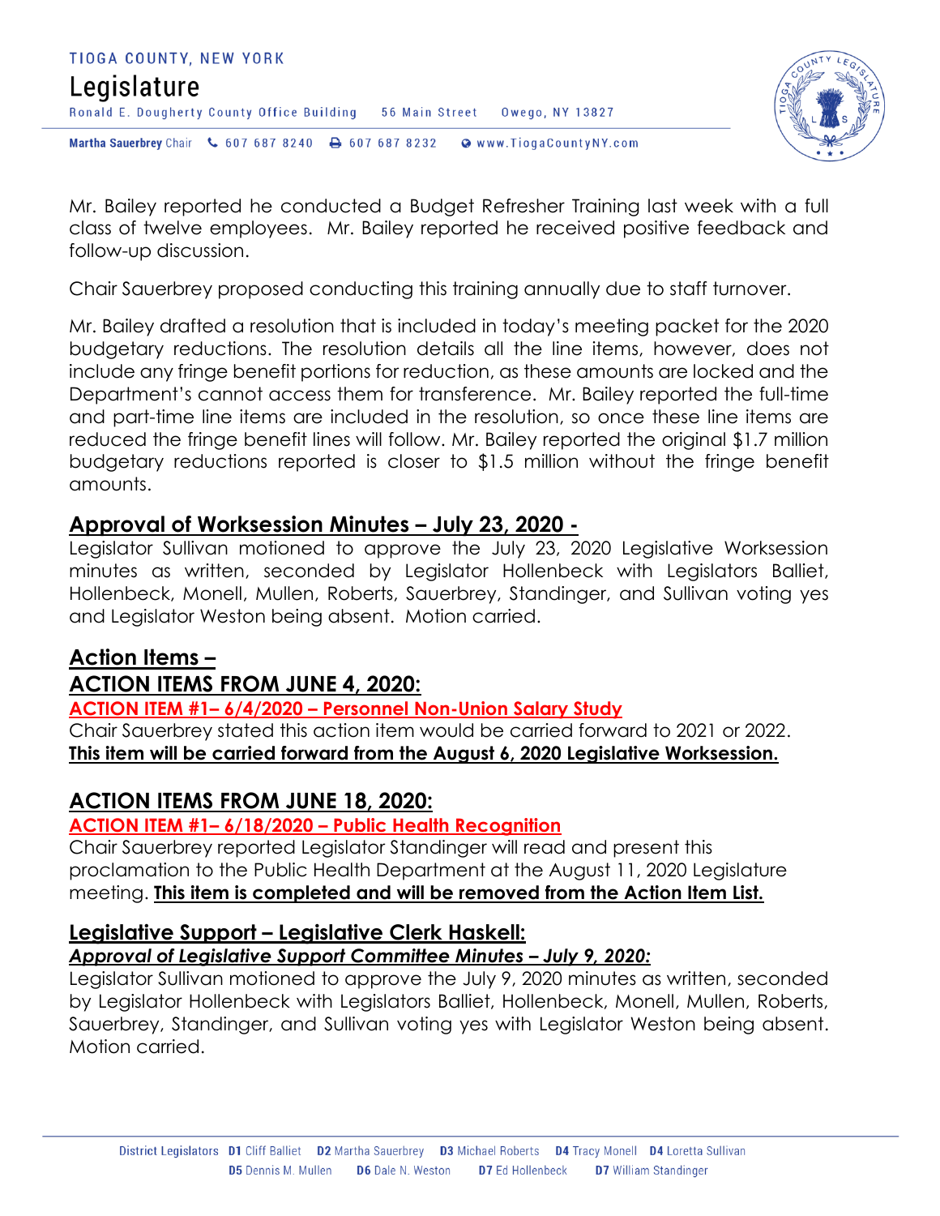Mr. Bailey reported he conducted a Budget Refresher Training last week with a full class of twelve employees. Mr. Bailey reported he received positive feedback and follow-up discussion.

Chair Sauerbrey proposed conducting this training annually due to staff turnover.

Mr. Bailey drafted a resolution that is included in today's meeting packet for the 2020 budgetary reductions. The resolution details all the line items, however, does not include any fringe benefit portions for reduction, as these amounts are locked and the Department's cannot access them for transference. Mr. Bailey reported the full-time and part-time line items are included in the resolution, so once these line items are reduced the fringe benefit lines will follow. Mr. Bailey reported the original $1.7 million budgetary reductions reported is closer to $1.5 million without the fringe benefit amounts.

## Approval of Worksession Minutes – July 23, 2020 -

Legislator Sullivan motioned to approve the July 23, 2020 Legislative Worksession minutes as written, seconded by Legislator Hollenbeck with Legislators Balliet, Hollenbeck, Monell, Mullen, Roberts, Sauerbrey, Standinger, and Sullivan voting yes and Legislator Weston being absent. Motion carried.

## Action Items –

## ACTION ITEMS FROM JUNE 4, 2020:

**ACTION ITEM #1– 6/4/2020 – Personnel Non-Union Salary Study**

Chair Sauerbrey stated this action item would be carried forward to 2021 or 2022. **This item will be carried forward from the August 6, 2020 Legislative Worksession.**

## ACTION ITEMS FROM JUNE 18, 2020:

**ACTION ITEM #1– 6/18/2020 – Public Health Recognition**

Chair Sauerbrey reported Legislator Standinger will read and present this proclamation to the Public Health Department at the August 11, 2020 Legislature meeting. **This item is completed and will be removed from the Action Item List.**

## Legislative Support – Legislative Clerk Haskell:

***Approval of Legislative Support Committee Minutes – July 9, 2020:***

Legislator Sullivan motioned to approve the July 9, 2020 minutes as written, seconded by Legislator Hollenbeck with Legislators Balliet, Hollenbeck, Monell, Mullen, Roberts, Sauerbrey, Standinger, and Sullivan voting yes with Legislator Weston being absent. Motion carried.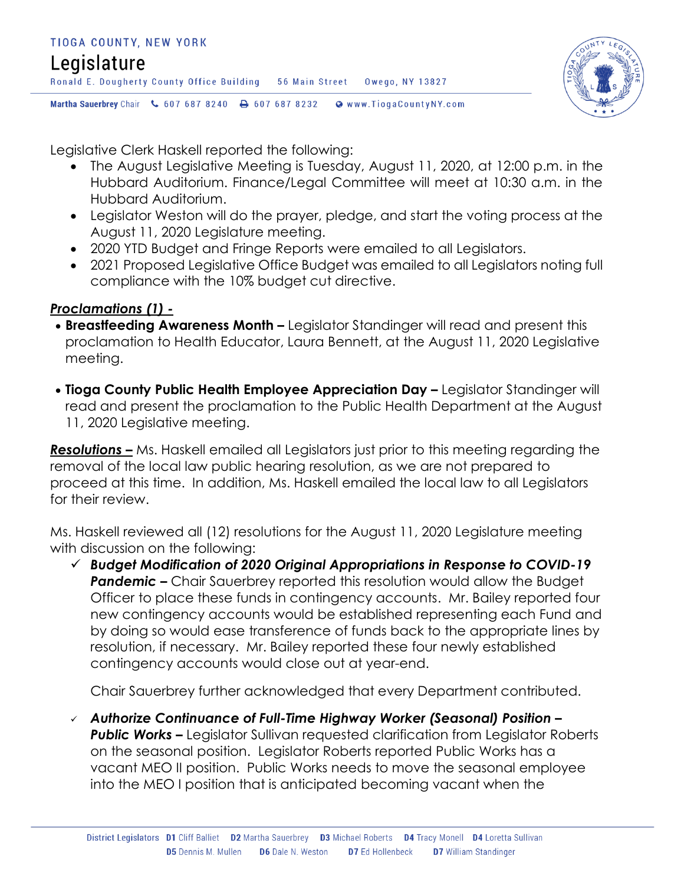Legislative Clerk Haskell reported the following:

- The August Legislative Meeting is Tuesday, August 11, 2020, at 12:00 p.m. in the Hubbard Auditorium. Finance/Legal Committee will meet at 10:30 a.m. in the Hubbard Auditorium.
- Legislator Weston will do the prayer, pledge, and start the voting process at the August 11, 2020 Legislature meeting.
- 2020 YTD Budget and Fringe Reports were emailed to all Legislators.
- 2021 Proposed Legislative Office Budget was emailed to all Legislators noting full compliance with the 10% budget cut directive.

***Proclamations (1) -***

- **Breastfeeding Awareness Month –** Legislator Standinger will read and present this proclamation to Health Educator, Laura Bennett, at the August 11, 2020 Legislative meeting.
- **Tioga County Public Health Employee Appreciation Day –** Legislator Standinger will read and present the proclamation to the Public Health Department at the August 11, 2020 Legislative meeting.

***Resolutions –*** Ms. Haskell emailed all Legislators just prior to this meeting regarding the removal of the local law public hearing resolution, as we are not prepared to proceed at this time. In addition, Ms. Haskell emailed the local law to all Legislators for their review.

Ms. Haskell reviewed all (12) resolutions for the August 11, 2020 Legislature meeting with discussion on the following:

- ✓ ***Budget Modification of 2020 Original Appropriations in Response to COVID-19 Pandemic –*** Chair Sauerbrey reported this resolution would allow the Budget Officer to place these funds in contingency accounts. Mr. Bailey reported four new contingency accounts would be established representing each Fund and by doing so would ease transference of funds back to the appropriate lines by resolution, if necessary. Mr. Bailey reported these four newly established contingency accounts would close out at year-end.

  Chair Sauerbrey further acknowledged that every Department contributed.

- ✓ ***Authorize Continuance of Full-Time Highway Worker (Seasonal) Position – Public Works –*** Legislator Sullivan requested clarification from Legislator Roberts on the seasonal position. Legislator Roberts reported Public Works has a vacant MEO II position. Public Works needs to move the seasonal employee into the MEO I position that is anticipated becoming vacant when the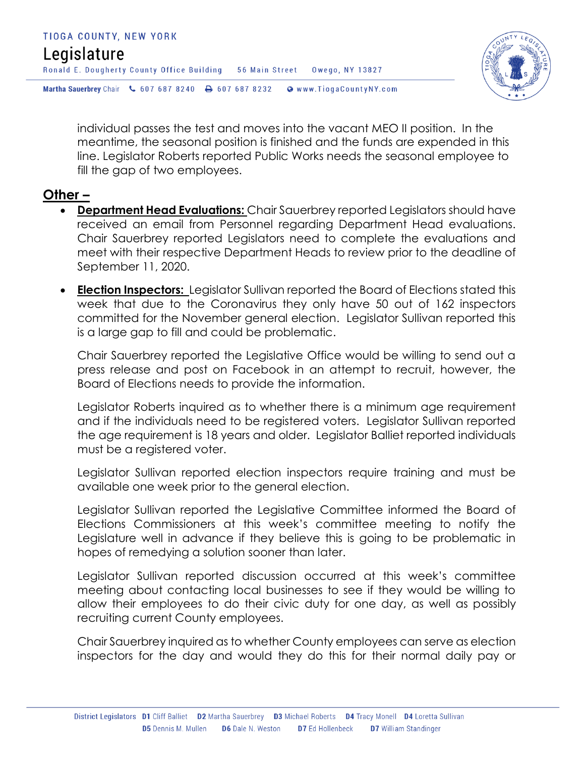individual passes the test and moves into the vacant MEO II position. In the meantime, the seasonal position is finished and the funds are expended in this line. Legislator Roberts reported Public Works needs the seasonal employee to fill the gap of two employees.

## Other –

- **Department Head Evaluations:** Chair Sauerbrey reported Legislators should have received an email from Personnel regarding Department Head evaluations. Chair Sauerbrey reported Legislators need to complete the evaluations and meet with their respective Department Heads to review prior to the deadline of September 11, 2020.

- **Election Inspectors:** Legislator Sullivan reported the Board of Elections stated this week that due to the Coronavirus they only have 50 out of 162 inspectors committed for the November general election. Legislator Sullivan reported this is a large gap to fill and could be problematic.

  Chair Sauerbrey reported the Legislative Office would be willing to send out a press release and post on Facebook in an attempt to recruit, however, the Board of Elections needs to provide the information.

  Legislator Roberts inquired as to whether there is a minimum age requirement and if the individuals need to be registered voters. Legislator Sullivan reported the age requirement is 18 years and older. Legislator Balliet reported individuals must be a registered voter.

  Legislator Sullivan reported election inspectors require training and must be available one week prior to the general election.

  Legislator Sullivan reported the Legislative Committee informed the Board of Elections Commissioners at this week's committee meeting to notify the Legislature well in advance if they believe this is going to be problematic in hopes of remedying a solution sooner than later.

  Legislator Sullivan reported discussion occurred at this week's committee meeting about contacting local businesses to see if they would be willing to allow their employees to do their civic duty for one day, as well as possibly recruiting current County employees.

  Chair Sauerbrey inquired as to whether County employees can serve as election inspectors for the day and would they do this for their normal daily pay or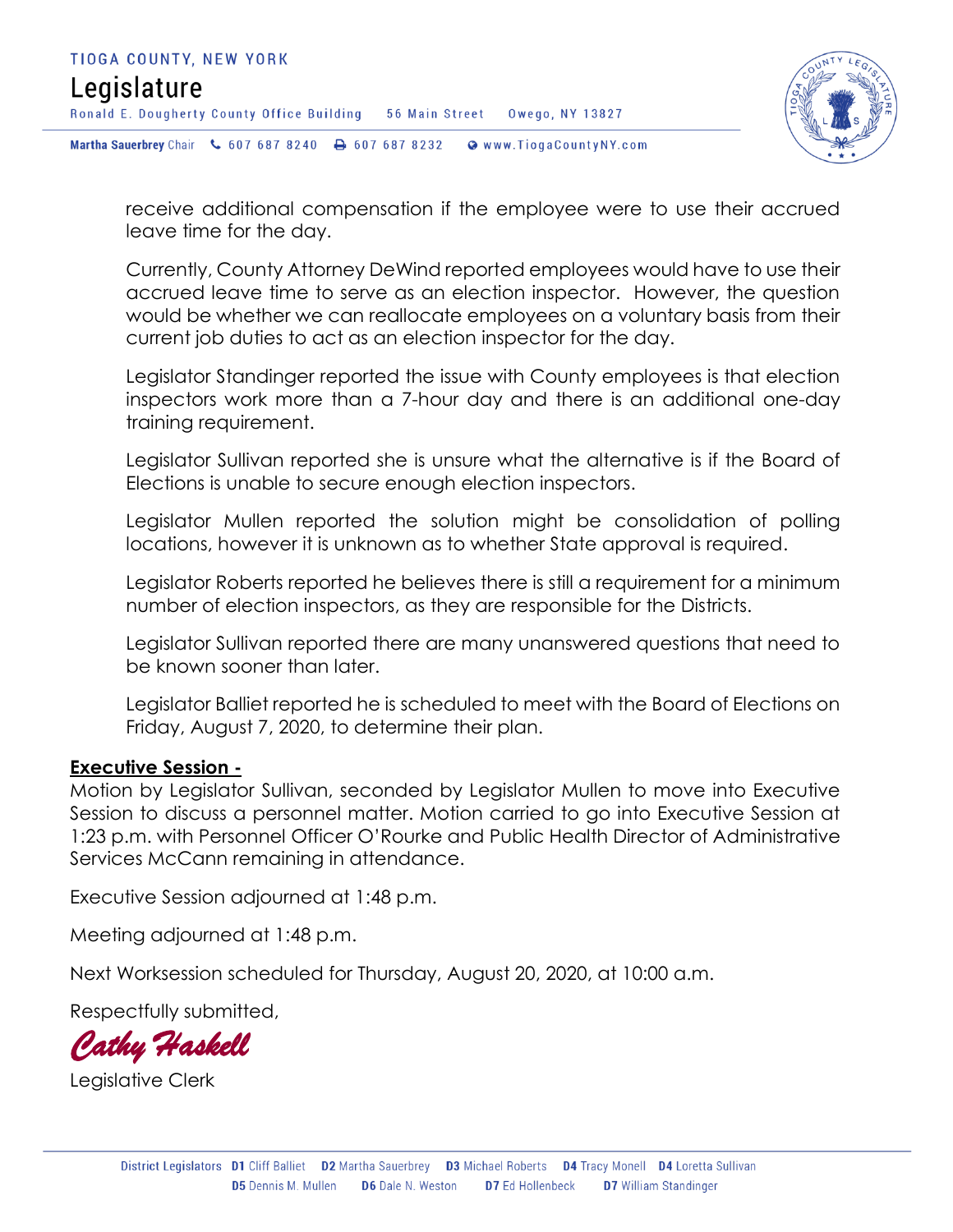receive additional compensation if the employee were to use their accrued leave time for the day.

Currently, County Attorney DeWind reported employees would have to use their accrued leave time to serve as an election inspector. However, the question would be whether we can reallocate employees on a voluntary basis from their current job duties to act as an election inspector for the day.

Legislator Standinger reported the issue with County employees is that election inspectors work more than a 7-hour day and there is an additional one-day training requirement.

Legislator Sullivan reported she is unsure what the alternative is if the Board of Elections is unable to secure enough election inspectors.

Legislator Mullen reported the solution might be consolidation of polling locations, however it is unknown as to whether State approval is required.

Legislator Roberts reported he believes there is still a requirement for a minimum number of election inspectors, as they are responsible for the Districts.

Legislator Sullivan reported there are many unanswered questions that need to be known sooner than later.

Legislator Balliet reported he is scheduled to meet with the Board of Elections on Friday, August 7, 2020, to determine their plan.

**Executive Session -**

Motion by Legislator Sullivan, seconded by Legislator Mullen to move into Executive Session to discuss a personnel matter. Motion carried to go into Executive Session at 1:23 p.m. with Personnel Officer O'Rourke and Public Health Director of Administrative Services McCann remaining in attendance.

Executive Session adjourned at 1:48 p.m.

Meeting adjourned at 1:48 p.m.

Next Worksession scheduled for Thursday, August 20, 2020, at 10:00 a.m.

Respectfully submitted,

*Cathy Haskell*

Legislative Clerk